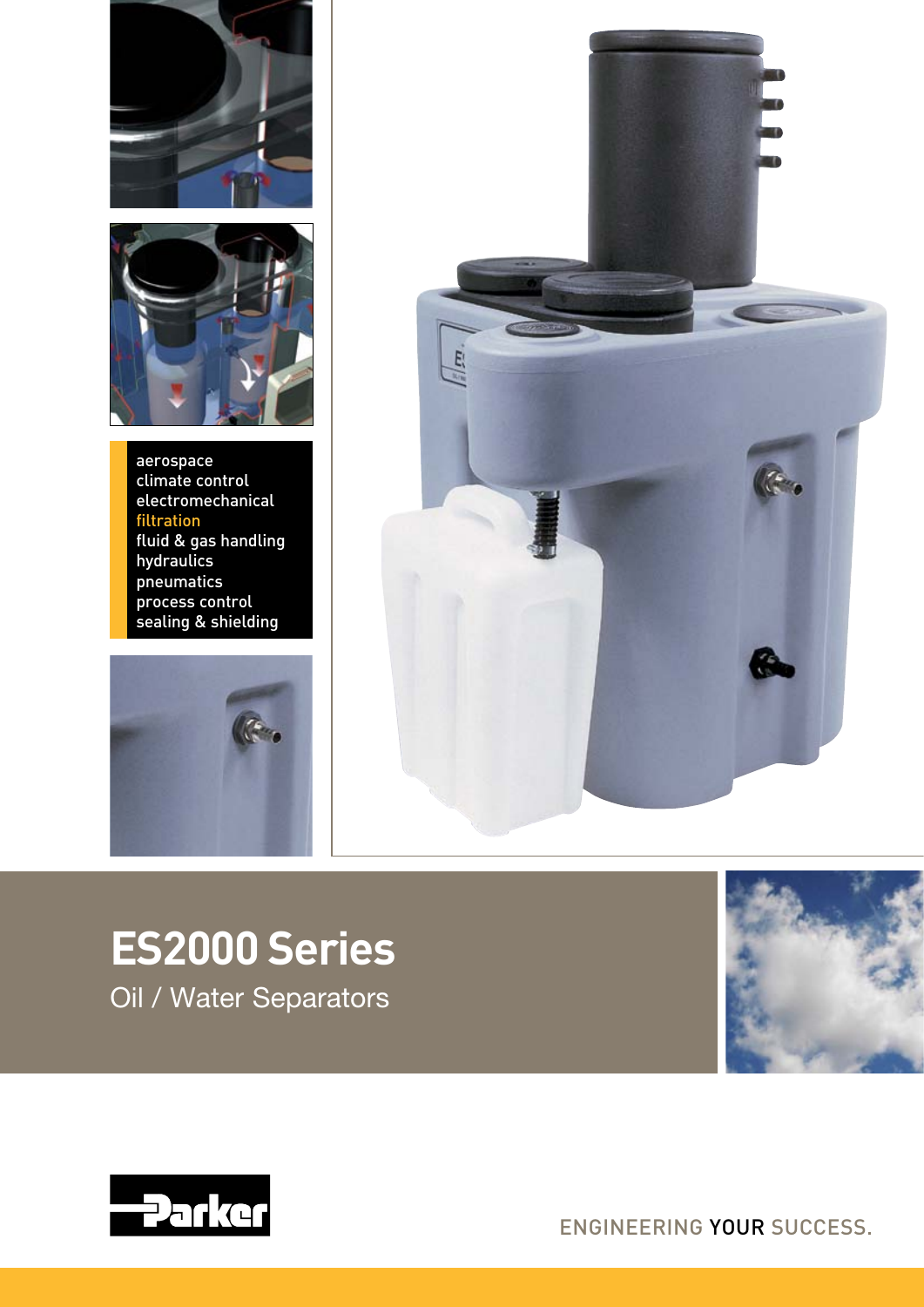aerospace
climate control
electromechanical
filtration
fluid & gas handling
hydraulics
pneumatics
process control
sealing & shielding

# ES2000 Series

Oil / Water Separators

ENGINEERING YOUR SUCCESS.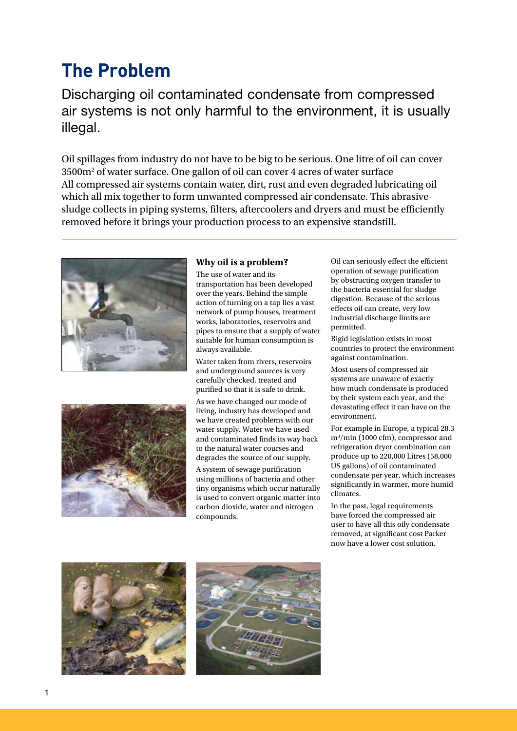# The Problem

Discharging oil contaminated condensate from compressed air systems is not only harmful to the environment, it is usually illegal.

Oil spillages from industry do not have to be big to be serious. One litre of oil can cover 3500m$^2$ of water surface. One gallon of oil can cover 4 acres of water surface
All compressed air systems contain water, dirt, rust and even degraded lubricating oil which all mix together to form unwanted compressed air condensate. This abrasive sludge collects in piping systems, filters, aftercoolers and dryers and must be efficiently removed before it brings your production process to an expensive standstill.

### Why oil is a problem?

The use of water and its transportation has been developed over the years. Behind the simple action of turning on a tap lies a vast network of pump houses, treatment works, laboratories, reservoirs and pipes to ensure that a supply of water suitable for human consumption is always available.

Water taken from rivers, reservoirs and underground sources is very carefully checked, treated and purified so that it is safe to drink.

As we have changed our mode of living, industry has developed and we have created problems with our water supply. Water we have used and contaminated finds its way back to the natural water courses and degrades the source of our supply.

A system of sewage purification using millions of bacteria and other tiny organisms which occur naturally is used to convert organic matter into carbon dioxide, water and nitrogen compounds.

Oil can seriously effect the efficient operation of sewage purification by obstructing oxygen transfer to the bacteria essential for sludge digestion. Because of the serious effects oil can create, very low industrial discharge limits are permitted.

Rigid legislation exists in most countries to protect the environment against contamination.

Most users of compressed air systems are unaware of exactly how much condensate is produced by their system each year, and the devastating effect it can have on the environment.

For example in Europe, a typical 28.3 m$^3$/min (1000 cfm), compressor and refrigeration dryer combination can produce up to 220,000 Litres (58,000 US gallons) of oil contaminated condensate per year, which increases significantly in warmer, more humid climates.

In the past, legal requirements have forced the compressed air user to have all this oily condensate removed, at significant cost Parker now have a lower cost solution.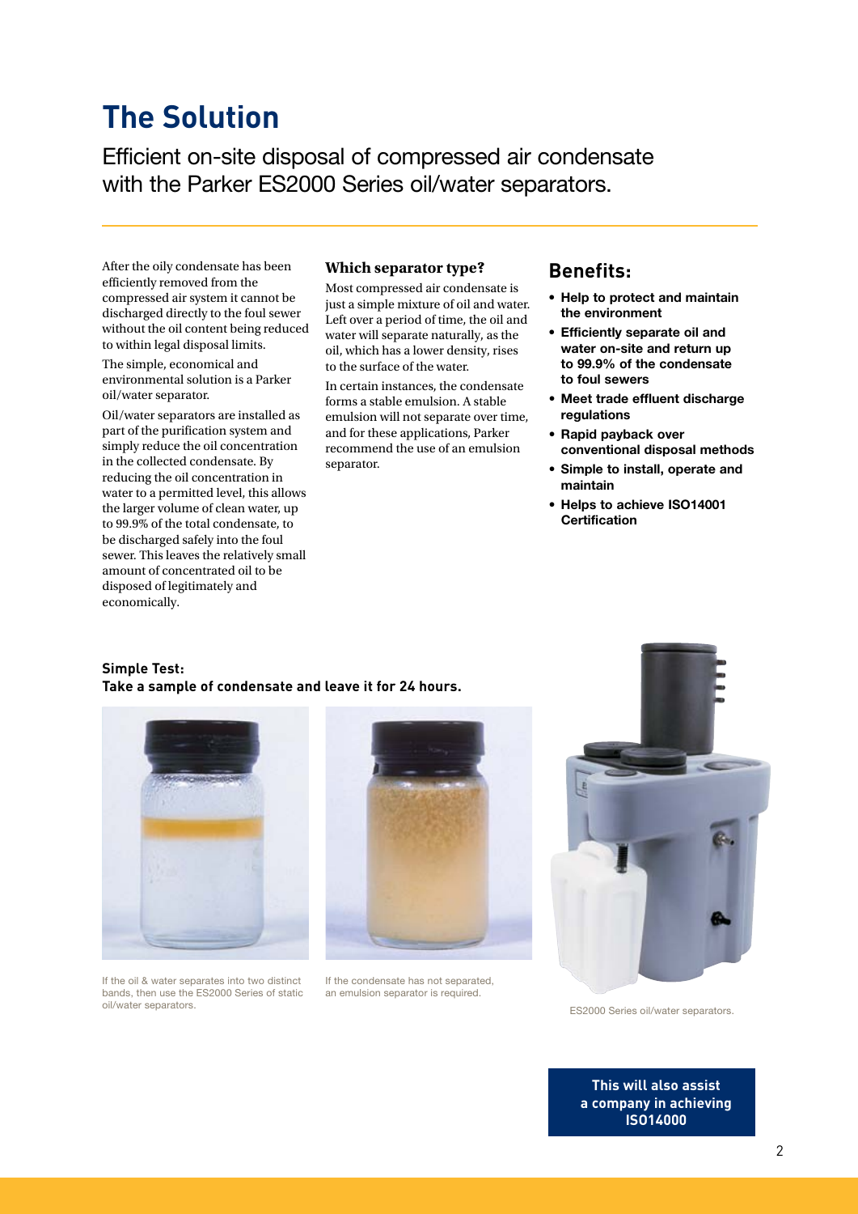# The Solution

Efficient on-site disposal of compressed air condensate with the Parker ES2000 Series oil/water separators.

After the oily condensate has been efficiently removed from the compressed air system it cannot be discharged directly to the foul sewer without the oil content being reduced to within legal disposal limits.

The simple, economical and environmental solution is a Parker oil/water separator.

Oil/water separators are installed as part of the purification system and simply reduce the oil concentration in the collected condensate. By reducing the oil concentration in water to a permitted level, this allows the larger volume of clean water, up to 99.9% of the total condensate, to be discharged safely into the foul sewer. This leaves the relatively small amount of concentrated oil to be disposed of legitimately and economically.

### Which separator type?

Most compressed air condensate is just a simple mixture of oil and water. Left over a period of time, the oil and water will separate naturally, as the oil, which has a lower density, rises to the surface of the water.

In certain instances, the condensate forms a stable emulsion. A stable emulsion will not separate over time, and for these applications, Parker recommend the use of an emulsion separator.

## Benefits:

- **Help to protect and maintain the environment**
- **Efficiently separate oil and water on-site and return up to 99.9% of the condensate to foul sewers**
- **Meet trade effluent discharge regulations**
- **Rapid payback over conventional disposal methods**
- **Simple to install, operate and maintain**
- **Helps to achieve ISO14001 Certification**

**Simple Test:**
**Take a sample of condensate and leave it for 24 hours.**

If the oil & water separates into two distinct bands, then use the ES2000 Series of static oil/water separators.

If the condensate has not separated, an emulsion separator is required.

ES2000 Series oil/water separators.

**This will also assist a company in achieving ISO14000**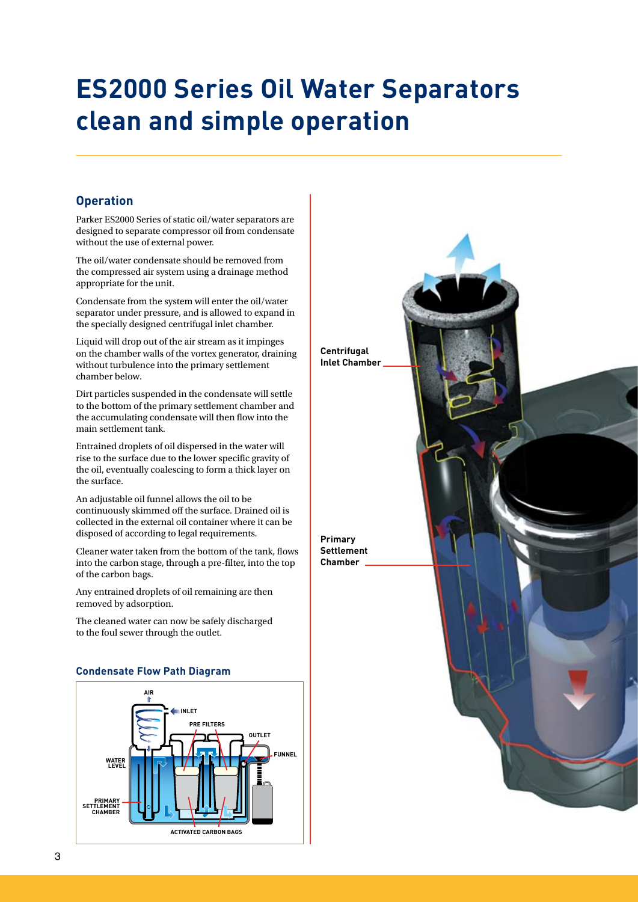# ES2000 Series Oil Water Separators clean and simple operation

## Operation

Parker ES2000 Series of static oil/water separators are designed to separate compressor oil from condensate without the use of external power.

The oil/water condensate should be removed from the compressed air system using a drainage method appropriate for the unit.

Condensate from the system will enter the oil/water separator under pressure, and is allowed to expand in the specially designed centrifugal inlet chamber.

Liquid will drop out of the air stream as it impinges on the chamber walls of the vortex generator, draining without turbulence into the primary settlement chamber below.

Dirt particles suspended in the condensate will settle to the bottom of the primary settlement chamber and the accumulating condensate will then flow into the main settlement tank.

Entrained droplets of oil dispersed in the water will rise to the surface due to the lower specific gravity of the oil, eventually coalescing to form a thick layer on the surface.

An adjustable oil funnel allows the oil to be continuously skimmed off the surface. Drained oil is collected in the external oil container where it can be disposed of according to legal requirements.

Cleaner water taken from the bottom of the tank, flows into the carbon stage, through a pre-filter, into the top of the carbon bags.

Any entrained droplets of oil remaining are then removed by adsorption.

The cleaned water can now be safely discharged to the foul sewer through the outlet.

### Condensate Flow Path Diagram

AIR
INLET
PRE FILTERS
OUTLET
FUNNEL
WATER LEVEL
PRIMARY SETTLEMENT CHAMBER
ACTIVATED CARBON BAGS

Centrifugal Inlet Chamber

Primary Settlement Chamber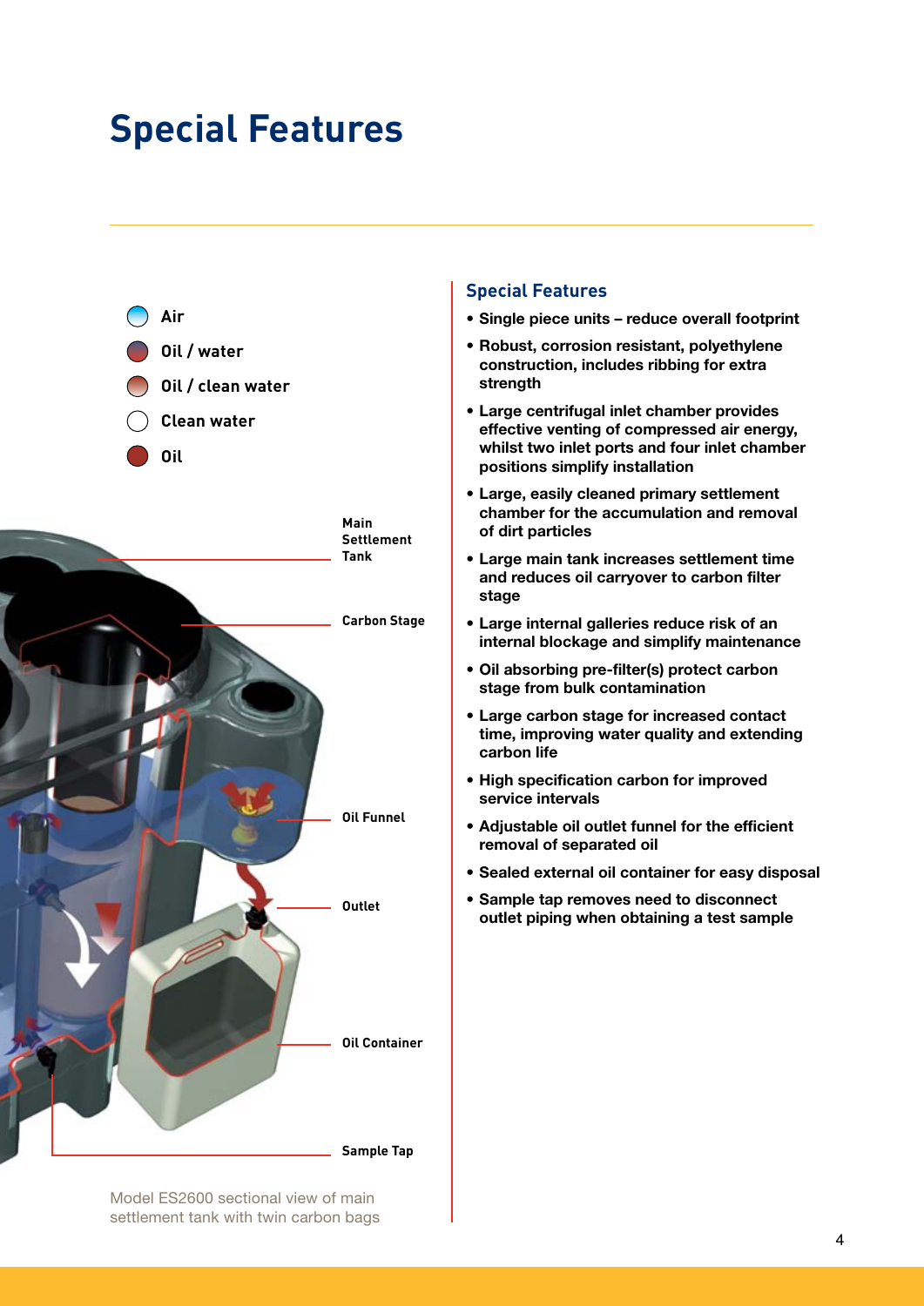# Special Features

Air

Oil / water

Oil / clean water

Clean water

Oil

Main Settlement Tank

Carbon Stage

Oil Funnel

Outlet

Oil Container

Sample Tap

Model ES2600 sectional view of main settlement tank with twin carbon bags

## Special Features

- **Single piece units – reduce overall footprint**
- **Robust, corrosion resistant, polyethylene construction, includes ribbing for extra strength**
- **Large centrifugal inlet chamber provides effective venting of compressed air energy, whilst two inlet ports and four inlet chamber positions simplify installation**
- **Large, easily cleaned primary settlement chamber for the accumulation and removal of dirt particles**
- **Large main tank increases settlement time and reduces oil carryover to carbon filter stage**
- **Large internal galleries reduce risk of an internal blockage and simplify maintenance**
- **Oil absorbing pre-filter(s) protect carbon stage from bulk contamination**
- **Large carbon stage for increased contact time, improving water quality and extending carbon life**
- **High specification carbon for improved service intervals**
- **Adjustable oil outlet funnel for the efficient removal of separated oil**
- **Sealed external oil container for easy disposal**
- **Sample tap removes need to disconnect outlet piping when obtaining a test sample**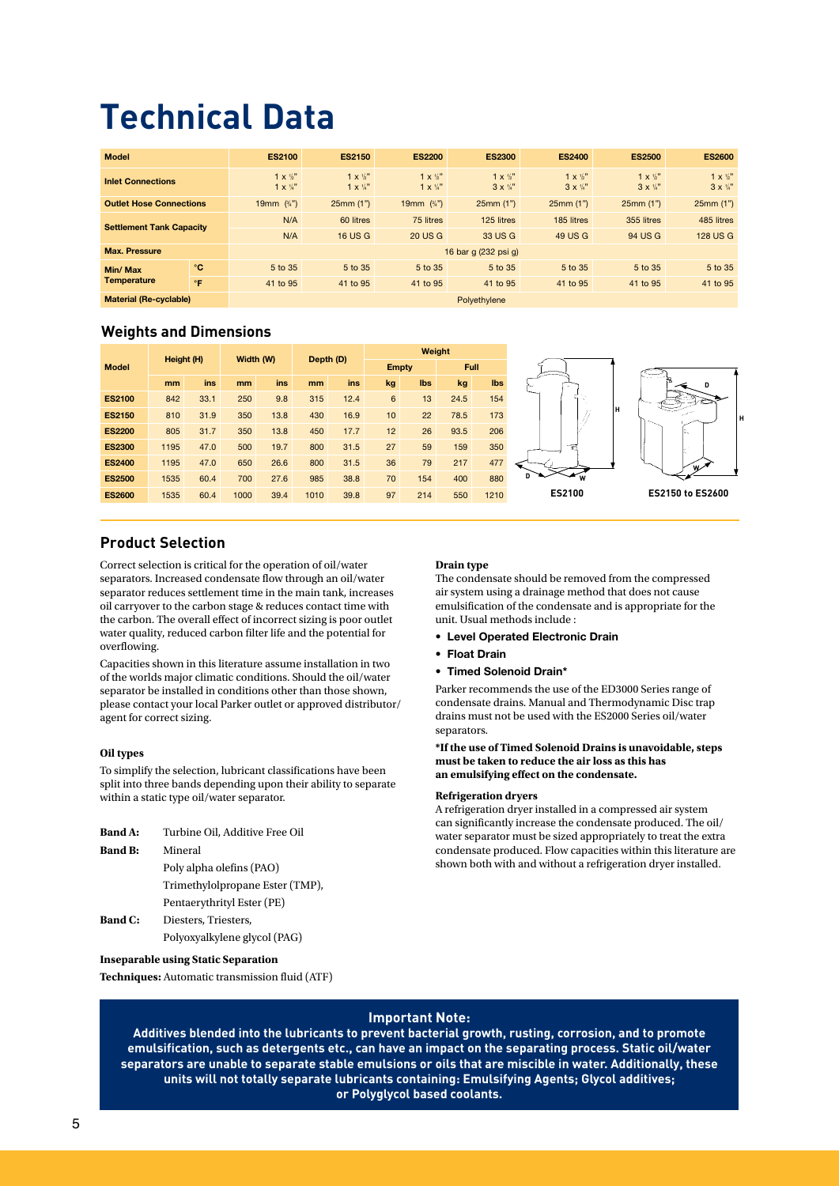# Technical Data

| Model | | ES2100 | ES2150 | ES2200 | ES2300 | ES2400 | ES2500 | ES2600 |
|---|---|---|---|---|---|---|---|---|
| Inlet Connections | | 1 x ½" 1 x ¼" | 1 x ½" 1 x ¼" | 1 x ½" 1 x ¼" | 1 x ½" 3 x ¼" | 1 x ½" 3 x ¼" | 1 x ½" 3 x ¼" | 1 x ½" 3 x ¼" |
| Outlet Hose Connections | | 19mm (¾") | 25mm (1") | 19mm (¾") | 25mm (1") | 25mm (1") | 25mm (1") | 25mm (1") |
| Settlement Tank Capacity | | N/A | 60 litres | 75 litres | 125 litres | 185 litres | 355 litres | 485 litres |
| | | N/A | 16 US G | 20 US G | 33 US G | 49 US G | 94 US G | 128 US G |
| Max. Pressure | | 16 bar g (232 psi g) | | | | | | |
| Min/ Max Temperature | °C | 5 to 35 | 5 to 35 | 5 to 35 | 5 to 35 | 5 to 35 | 5 to 35 | 5 to 35 |
| | °F | 41 to 95 | 41 to 95 | 41 to 95 | 41 to 95 | 41 to 95 | 41 to 95 | 41 to 95 |
| Material (Re-cyclable) | | Polyethylene | | | | | | |

## Weights and Dimensions

| Model | Height (H) | | Width (W) | | Depth (D) | | Weight | | | |
|---|---|---|---|---|---|---|---|---|---|---|
| | | | | | | | Empty | | Full | |
| | mm | ins | mm | ins | mm | ins | kg | lbs | kg | lbs |
| ES2100 | 842 | 33.1 | 250 | 9.8 | 315 | 12.4 | 6 | 13 | 24.5 | 154 |
| ES2150 | 810 | 31.9 | 350 | 13.8 | 430 | 16.9 | 10 | 22 | 78.5 | 173 |
| ES2200 | 805 | 31.7 | 350 | 13.8 | 450 | 17.7 | 12 | 26 | 93.5 | 206 |
| ES2300 | 1195 | 47.0 | 500 | 19.7 | 800 | 31.5 | 27 | 59 | 159 | 350 |
| ES2400 | 1195 | 47.0 | 650 | 26.6 | 800 | 31.5 | 36 | 79 | 217 | 477 |
| ES2500 | 1535 | 60.4 | 700 | 27.6 | 985 | 38.8 | 70 | 154 | 400 | 880 |
| ES2600 | 1535 | 60.4 | 1000 | 39.4 | 1010 | 39.8 | 97 | 214 | 550 | 1210 |

ES2100

ES2150 to ES2600

## Product Selection

Correct selection is critical for the operation of oil/water separators. Increased condensate flow through an oil/water separator reduces settlement time in the main tank, increases oil carryover to the carbon stage & reduces contact time with the carbon. The overall effect of incorrect sizing is poor outlet water quality, reduced carbon filter life and the potential for overflowing.

Capacities shown in this literature assume installation in two of the worlds major climatic conditions. Should the oil/water separator be installed in conditions other than those shown, please contact your local Parker outlet or approved distributor/agent for correct sizing.

**Oil types**

To simplify the selection, lubricant classifications have been split into three bands depending upon their ability to separate within a static type oil/water separator.

**Band A:** Turbine Oil, Additive Free Oil

**Band B:** Mineral
Poly alpha olefins (PAO)
Trimethylolpropane Ester (TMP),
Pentaerythrityl Ester (PE)

**Band C:** Diesters, Triesters,
Polyoxyalkylene glycol (PAG)

**Inseparable using Static Separation**

**Techniques:** Automatic transmission fluid (ATF)

**Drain type**

The condensate should be removed from the compressed air system using a drainage method that does not cause emulsification of the condensate and is appropriate for the unit. Usual methods include :

- **Level Operated Electronic Drain**
- **Float Drain**
- **Timed Solenoid Drain***

Parker recommends the use of the ED3000 Series range of condensate drains. Manual and Thermodynamic Disc trap drains must not be used with the ES2000 Series oil/water separators.

**\*If the use of Timed Solenoid Drains is unavoidable, steps must be taken to reduce the air loss as this has an emulsifying effect on the condensate.**

**Refrigeration dryers**

A refrigeration dryer installed in a compressed air system can significantly increase the condensate produced. The oil/water separator must be sized appropriately to treat the extra condensate produced. Flow capacities within this literature are shown both with and without a refrigeration dryer installed.

**Important Note:**

**Additives blended into the lubricants to prevent bacterial growth, rusting, corrosion, and to promote emulsification, such as detergents etc., can have an impact on the separating process. Static oil/water separators are unable to separate stable emulsions or oils that are miscible in water. Additionally, these units will not totally separate lubricants containing: Emulsifying Agents; Glycol additives; or Polyglycol based coolants.**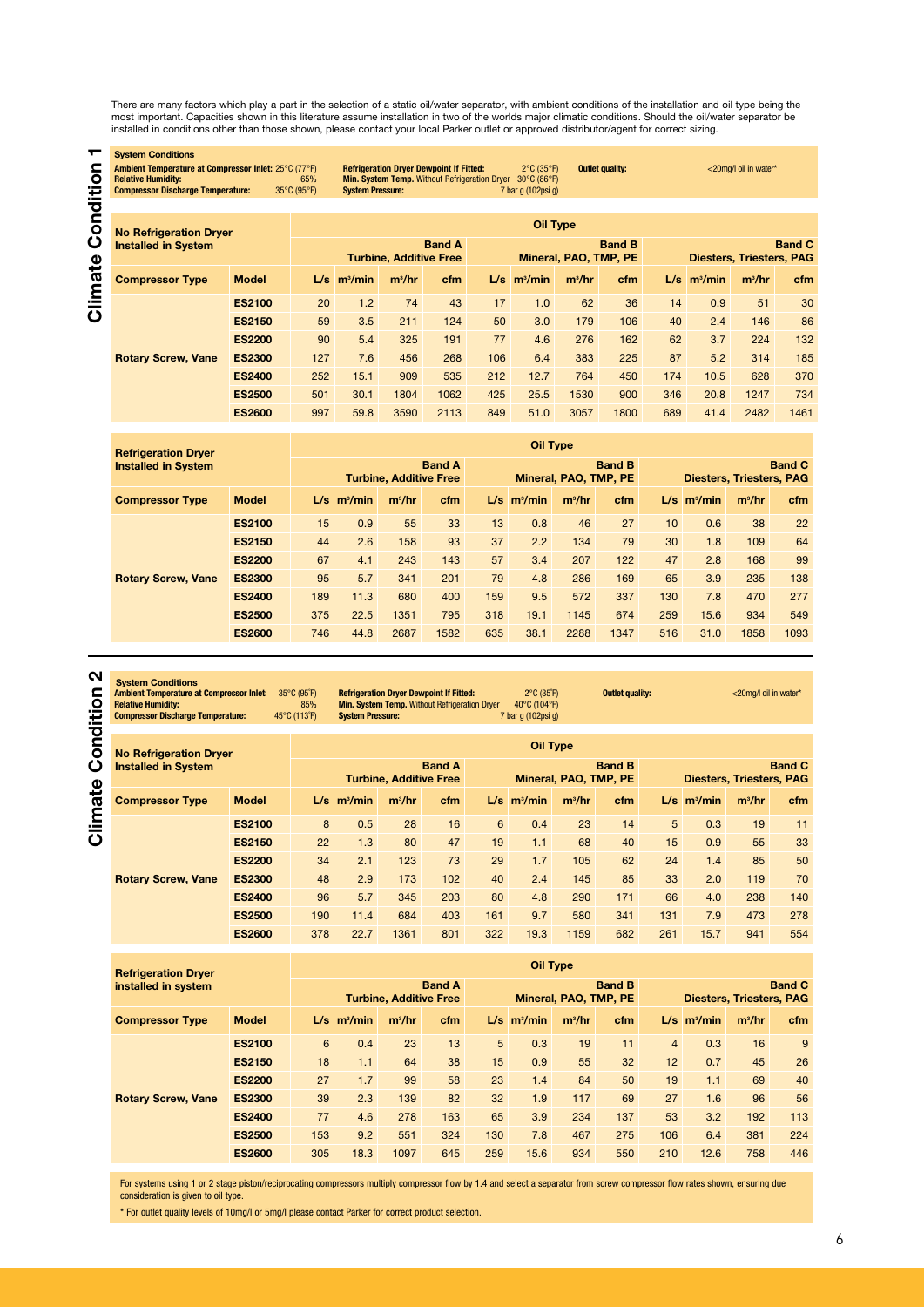There are many factors which play a part in the selection of a static oil/water separator, with ambient conditions of the installation and oil type being the most important. Capacities shown in this literature assume installation in two of the worlds major climatic conditions. Should the oil/water separator be installed in conditions other than those shown, please contact your local Parker outlet or approved distributor/agent for correct sizing.

## Climate Condition 1

**System Conditions**

**Ambient Temperature at Compressor Inlet:** 25°C (77°F)
**Relative Humidity:** 65%
**Compressor Discharge Temperature:** 35°C (95°F)
**Refrigeration Dryer Dewpoint If Fitted:** 2°C (35°F)
**Min. System Temp.** Without Refrigeration Dryer 30°C (86°F)
**System Pressure:** 7 bar g (102psi g)
**Outlet quality:** <20mg/l oil in water*

| No Refrigeration Dryer Installed in System | | Oil Type | | | | | | | | | | | |
|---|---|---|---|---|---|---|---|---|---|---|---|---|---|
| | | Band A Turbine, Additive Free | | | | Band B Mineral, PAO, TMP, PE | | | | Band C Diesters, Triesters, PAG | | | |
| **Compressor Type** | **Model** | L/s | m³/min | m³/hr | cfm | L/s | m³/min | m³/hr | cfm | L/s | m³/min | m³/hr | cfm |
| Rotary Screw, Vane | **ES2100** | 20 | 1.2 | 74 | 43 | 17 | 1.0 | 62 | 36 | 14 | 0.9 | 51 | 30 |
| | **ES2150** | 59 | 3.5 | 211 | 124 | 50 | 3.0 | 179 | 106 | 40 | 2.4 | 146 | 86 |
| | **ES2200** | 90 | 5.4 | 325 | 191 | 77 | 4.6 | 276 | 162 | 62 | 3.7 | 224 | 132 |
| | **ES2300** | 127 | 7.6 | 456 | 268 | 106 | 6.4 | 383 | 225 | 87 | 5.2 | 314 | 185 |
| | **ES2400** | 252 | 15.1 | 909 | 535 | 212 | 12.7 | 764 | 450 | 174 | 10.5 | 628 | 370 |
| | **ES2500** | 501 | 30.1 | 1804 | 1062 | 425 | 25.5 | 1530 | 900 | 346 | 20.8 | 1247 | 734 |
| | **ES2600** | 997 | 59.8 | 3590 | 2113 | 849 | 51.0 | 3057 | 1800 | 689 | 41.4 | 2482 | 1461 |

| Refrigeration Dryer Installed in System | | Oil Type | | | | | | | | | | | |
|---|---|---|---|---|---|---|---|---|---|---|---|---|---|
| | | Band A Turbine, Additive Free | | | | Band B Mineral, PAO, TMP, PE | | | | Band C Diesters, Triesters, PAG | | | |
| **Compressor Type** | **Model** | L/s | m³/min | m³/hr | cfm | L/s | m³/min | m³/hr | cfm | L/s | m³/min | m³/hr | cfm |
| Rotary Screw, Vane | **ES2100** | 15 | 0.9 | 55 | 33 | 13 | 0.8 | 46 | 27 | 10 | 0.6 | 38 | 22 |
| | **ES2150** | 44 | 2.6 | 158 | 93 | 37 | 2.2 | 134 | 79 | 30 | 1.8 | 109 | 64 |
| | **ES2200** | 67 | 4.1 | 243 | 143 | 57 | 3.4 | 207 | 122 | 47 | 2.8 | 168 | 99 |
| | **ES2300** | 95 | 5.7 | 341 | 201 | 79 | 4.8 | 286 | 169 | 65 | 3.9 | 235 | 138 |
| | **ES2400** | 189 | 11.3 | 680 | 400 | 159 | 9.5 | 572 | 337 | 130 | 7.8 | 470 | 277 |
| | **ES2500** | 375 | 22.5 | 1351 | 795 | 318 | 19.1 | 1145 | 674 | 259 | 15.6 | 934 | 549 |
| | **ES2600** | 746 | 44.8 | 2687 | 1582 | 635 | 38.1 | 2288 | 1347 | 516 | 31.0 | 1858 | 1093 |

## Climate Condition 2

**System Conditions**

**Ambient Temperature at Compressor Inlet:** 35°C (95°F)
**Relative Humidity:** 85%
**Compressor Discharge Temperature:** 45°C (113°F)
**Refrigeration Dryer Dewpoint If Fitted:** 2°C (35°F)
**Min. System Temp.** Without Refrigeration Dryer 40°C (104°F)
**System Pressure:** 7 bar g (102psi g)
**Outlet quality:** <20mg/l oil in water*

| No Refrigeration Dryer Installed in System | | Oil Type | | | | | | | | | | | |
|---|---|---|---|---|---|---|---|---|---|---|---|---|---|
| | | Band A Turbine, Additive Free | | | | Band B Mineral, PAO, TMP, PE | | | | Band C Diesters, Triesters, PAG | | | |
| **Compressor Type** | **Model** | L/s | m³/min | m³/hr | cfm | L/s | m³/min | m³/hr | cfm | L/s | m³/min | m³/hr | cfm |
| Rotary Screw, Vane | **ES2100** | 8 | 0.5 | 28 | 16 | 6 | 0.4 | 23 | 14 | 5 | 0.3 | 19 | 11 |
| | **ES2150** | 22 | 1.3 | 80 | 47 | 19 | 1.1 | 68 | 40 | 15 | 0.9 | 55 | 33 |
| | **ES2200** | 34 | 2.1 | 123 | 73 | 29 | 1.7 | 105 | 62 | 24 | 1.4 | 85 | 50 |
| | **ES2300** | 48 | 2.9 | 173 | 102 | 40 | 2.4 | 145 | 85 | 33 | 2.0 | 119 | 70 |
| | **ES2400** | 96 | 5.7 | 345 | 203 | 80 | 4.8 | 290 | 171 | 66 | 4.0 | 238 | 140 |
| | **ES2500** | 190 | 11.4 | 684 | 403 | 161 | 9.7 | 580 | 341 | 131 | 7.9 | 473 | 278 |
| | **ES2600** | 378 | 22.7 | 1361 | 801 | 322 | 19.3 | 1159 | 682 | 261 | 15.7 | 941 | 554 |

| Refrigeration Dryer installed in system | | Oil Type | | | | | | | | | | | |
|---|---|---|---|---|---|---|---|---|---|---|---|---|---|
| | | Band A Turbine, Additive Free | | | | Band B Mineral, PAO, TMP, PE | | | | Band C Diesters, Triesters, PAG | | | |
| **Compressor Type** | **Model** | L/s | m³/min | m³/hr | cfm | L/s | m³/min | m³/hr | cfm | L/s | m³/min | m³/hr | cfm |
| Rotary Screw, Vane | **ES2100** | 6 | 0.4 | 23 | 13 | 5 | 0.3 | 19 | 11 | 4 | 0.3 | 16 | 9 |
| | **ES2150** | 18 | 1.1 | 64 | 38 | 15 | 0.9 | 55 | 32 | 12 | 0.7 | 45 | 26 |
| | **ES2200** | 27 | 1.7 | 99 | 58 | 23 | 1.4 | 84 | 50 | 19 | 1.1 | 69 | 40 |
| | **ES2300** | 39 | 2.3 | 139 | 82 | 32 | 1.9 | 117 | 69 | 27 | 1.6 | 96 | 56 |
| | **ES2400** | 77 | 4.6 | 278 | 163 | 65 | 3.9 | 234 | 137 | 53 | 3.2 | 192 | 113 |
| | **ES2500** | 153 | 9.2 | 551 | 324 | 130 | 7.8 | 467 | 275 | 106 | 6.4 | 381 | 224 |
| | **ES2600** | 305 | 18.3 | 1097 | 645 | 259 | 15.6 | 934 | 550 | 210 | 12.6 | 758 | 446 |

For systems using 1 or 2 stage piston/reciprocating compressors multiply compressor flow by 1.4 and select a separator from screw compressor flow rates shown, ensuring due consideration is given to oil type.

* For outlet quality levels of 10mg/l or 5mg/l please contact Parker for correct product selection.